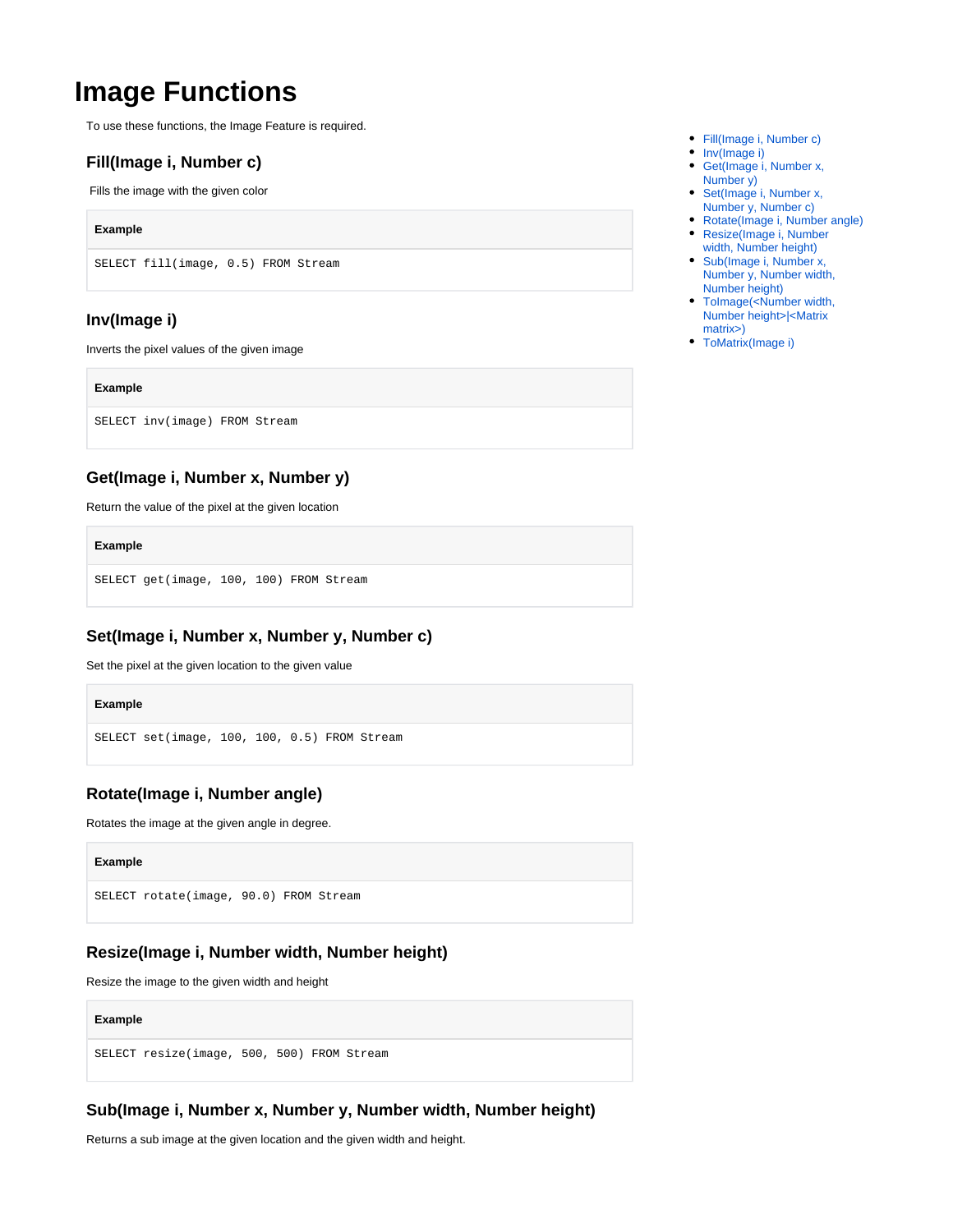# Image Functions

To use these functions, the Image Feature is required.

- Fill(Image i, Number c)
- Inv(Image i)
- Get(Image i, Number x, Number y)
- Set(Image i, Number x, Number y, Number c)
- Rotate(Image i, Number angle)
- Resize(Image i, Number width, Number height)
- Sub(Image i, Number x, Number y, Number width, Number height)
- ToImage(<Number width, Number height>|<Matrix matrix>)
- ToMatrix(Image i)

## Fill(Image i, Number c)

Fills the image with the given color

**Example**

```
SELECT fill(image, 0.5) FROM Stream
```

## Inv(Image i)

Inverts the pixel values of the given image

**Example**

```
SELECT inv(image) FROM Stream
```

## Get(Image i, Number x, Number y)

Return the value of the pixel at the given location

**Example**

```
SELECT get(image, 100, 100) FROM Stream
```

## Set(Image i, Number x, Number y, Number c)

Set the pixel at the given location to the given value

**Example**

```
SELECT set(image, 100, 100, 0.5) FROM Stream
```

## Rotate(Image i, Number angle)

Rotates the image at the given angle in degree.

**Example**

```
SELECT rotate(image, 90.0) FROM Stream
```

## Resize(Image i, Number width, Number height)

Resize the image to the given width and height

**Example**

```
SELECT resize(image, 500, 500) FROM Stream
```

## Sub(Image i, Number x, Number y, Number width, Number height)

Returns a sub image at the given location and the given width and height.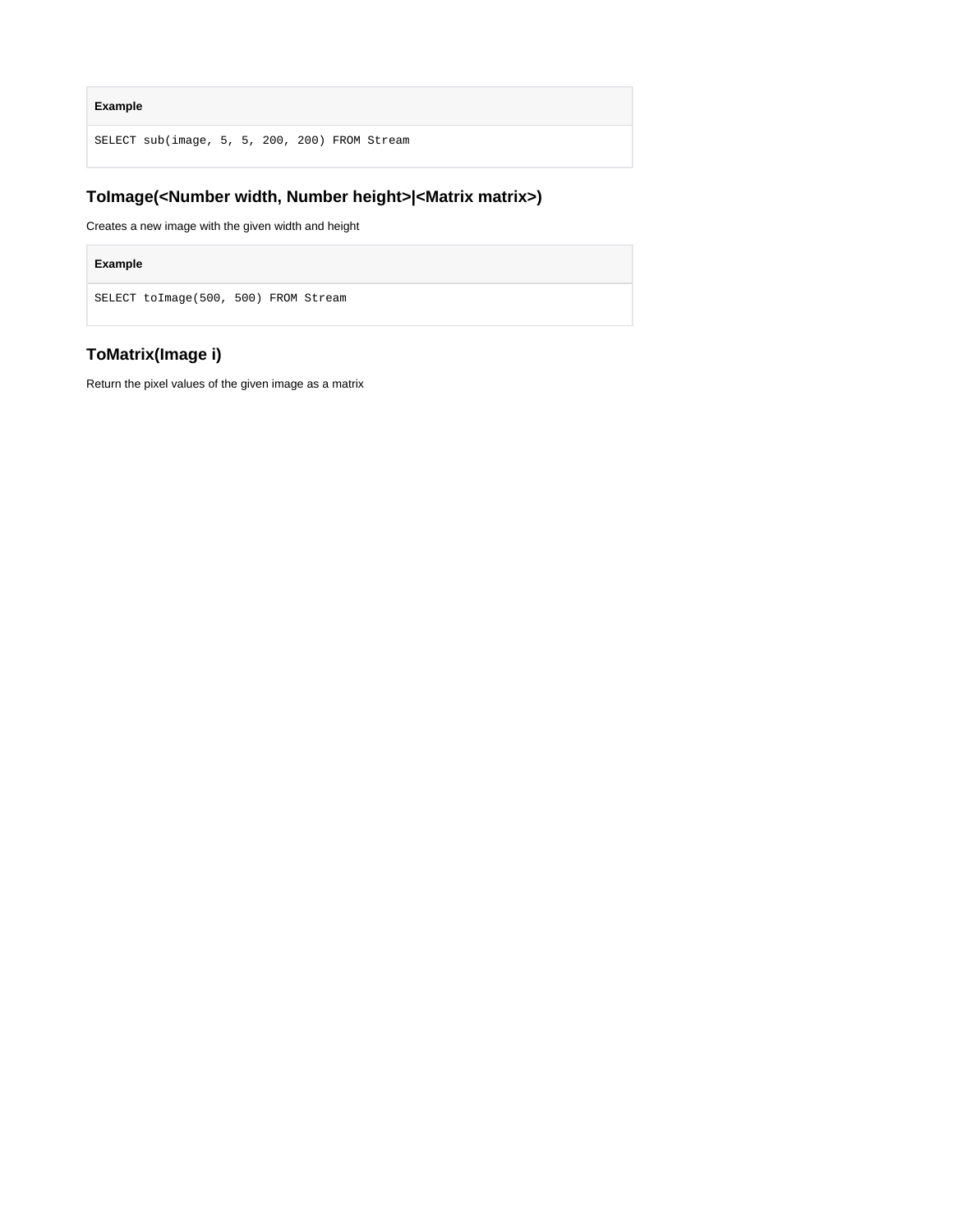**Example**

```
SELECT sub(image, 5, 5, 200, 200) FROM Stream
```

### ToImage(<Number width, Number height>|<Matrix matrix>)

Creates a new image with the given width and height

**Example**

```
SELECT toImage(500, 500) FROM Stream
```

### ToMatrix(Image i)

Return the pixel values of the given image as a matrix